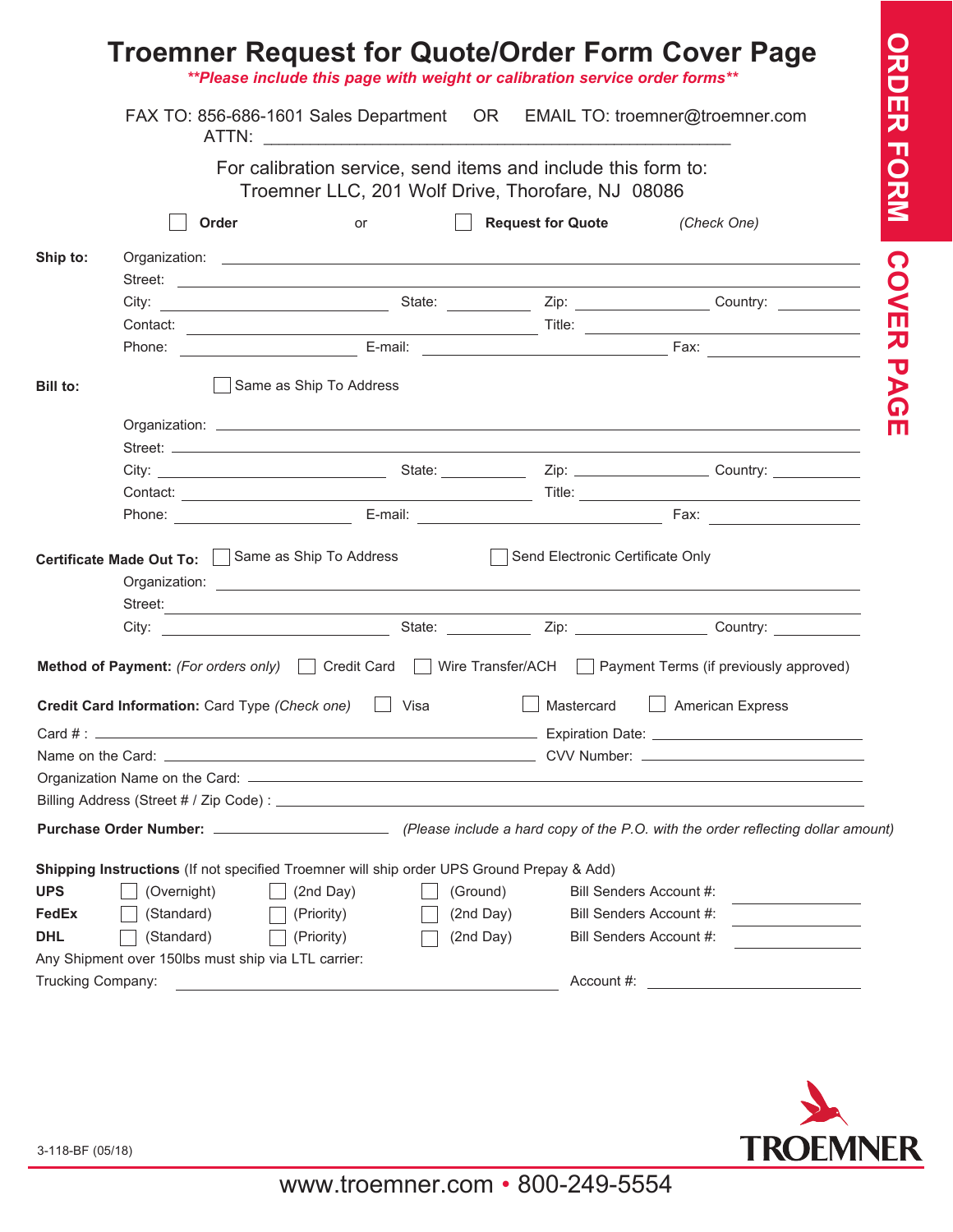# Troemner Request for Quote/Order Form Cover Page

***Please include this page with weight or calibration service order forms***

FAX TO: 856-686-1601 Sales Department OR EMAIL TO: troemner@troemner.com

ATTN: ______________________________________________

For calibration service, send items and include this form to:
Troemner LLC, 201 Wolf Drive, Thorofare, NJ 08086

☐ **Order** or ☐ **Request for Quote** *(Check One)*

**Ship to:**

Organization: ______________________________
Street: ______________________________
City: ____________ State: ________ Zip: ________ Country: ________
Contact: ____________ Title: ____________
Phone: ____________ E-mail: ____________ Fax: ____________

**Bill to:** ☐ Same as Ship To Address

Organization: ______________________________
Street: ______________________________
City: ____________ State: ________ Zip: ________ Country: ________
Contact: ____________ Title: ____________
Phone: ____________ E-mail: ____________ Fax: ____________

**Certificate Made Out To:** ☐ Same as Ship To Address ☐ Send Electronic Certificate Only

Organization: ______________________________
Street: ______________________________
City: ____________ State: ________ Zip: ________ Country: ________

**Method of Payment:** *(For orders only)* ☐ Credit Card ☐ Wire Transfer/ACH ☐ Payment Terms (if previously approved)

**Credit Card Information:** Card Type *(Check one)* ☐ Visa ☐ Mastercard ☐ American Express

Card # : ______________________________ Expiration Date: ____________
Name on the Card: ______________________________ CVV Number: ____________
Organization Name on the Card: ______________________________
Billing Address (Street # / Zip Code) : ______________________________

**Purchase Order Number:** ____________ *(Please include a hard copy of the P.O. with the order reflecting dollar amount)*

**Shipping Instructions** (If not specified Troemner will ship order UPS Ground Prepay & Add)

| | | | | |
|---|---|---|---|---|
| **UPS** | ☐ (Overnight) | ☐ (2nd Day) | ☐ (Ground) | Bill Senders Account #: ________ |
| **FedEx** | ☐ (Standard) | ☐ (Priority) | ☐ (2nd Day) | Bill Senders Account #: ________ |
| **DHL** | ☐ (Standard) | ☐ (Priority) | ☐ (2nd Day) | Bill Senders Account #: ________ |

Any Shipment over 150lbs must ship via LTL carrier:

Trucking Company: ______________________________ Account #: ____________

3-118-BF (05/18)

TROEMNER

www.troemner.com • 800-249-5554

ORDER FORM COVER PAGE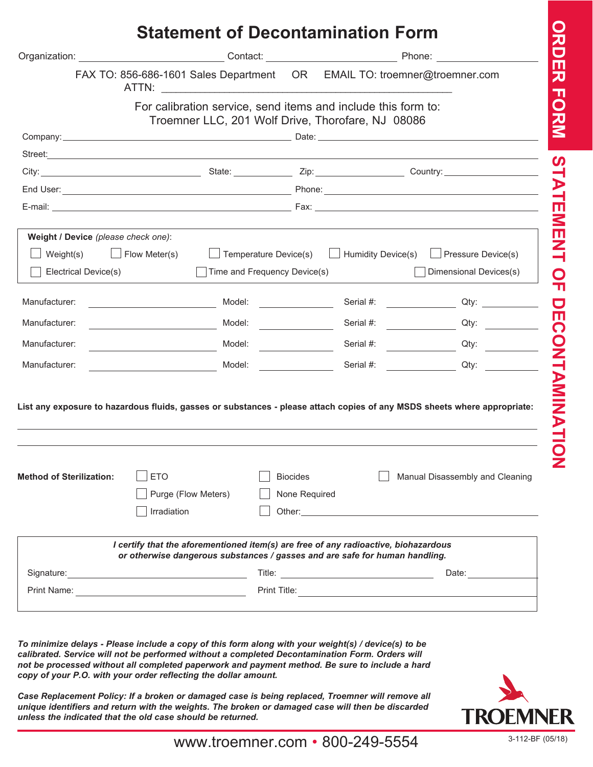# Statement of Decontamination Form

Organization: ______________________ Contact: ______________________ Phone: ______________________

FAX TO: 856-686-1601 Sales Department OR EMAIL TO: troemner@troemner.com

ATTN: ______________________________________________

For calibration service, send items and include this form to:
Troemner LLC, 201 Wolf Drive, Thorofare, NJ 08086

Company: ______________________ Date: ______________________

Street: ______________________________________________

City: ______________ State: ______________ Zip: ______________ Country: ______________

End User: ______________________ Phone: ______________________

E-mail: ______________________ Fax: ______________________

**Weight / Device** *(please check one)*:

- ☐ Weight(s)
- ☐ Flow Meter(s)
- ☐ Temperature Device(s)
- ☐ Humidity Device(s)
- ☐ Pressure Device(s)
- ☐ Electrical Device(s)
- ☐ Time and Frequency Device(s)
- ☐ Dimensional Devices(s)

| Manufacturer: | Model: | Serial #: | Qty: |
|---|---|---|---|
| | | | |
| | | | |
| | | | |
| | | | |

**List any exposure to hazardous fluids, gasses or substances - please attach copies of any MSDS sheets where appropriate:**

______________________________________________

______________________________________________

**Method of Sterilization:**

- ☐ ETO
- ☐ Biocides
- ☐ Manual Disassembly and Cleaning
- ☐ Purge (Flow Meters)
- ☐ None Required
- ☐ Irradiation
- ☐ Other: ______________________

***I certify that the aforementioned item(s) are free of any radioactive, biohazardous or otherwise dangerous substances / gasses and are safe for human handling.***

Signature: ______________________ Title: ______________________ Date: ______________

Print Name: ______________________ Print Title: ______________________

***To minimize delays - Please include a copy of this form along with your weight(s) / device(s) to be calibrated. Service will not be performed without a completed Decontamination Form. Orders will not be processed without all completed paperwork and payment method. Be sure to include a hard copy of your P.O. with your order reflecting the dollar amount.***

***Case Replacement Policy: If a broken or damaged case is being replaced, Troemner will remove all unique identifiers and return with the weights. The broken or damaged case will then be discarded unless the indicated that the old case should be returned.***

ORDER FORM

STATEMENT OF DECONTAMINATION

TROEMNER

www.troemner.com • 800-249-5554

3-112-BF (05/18)